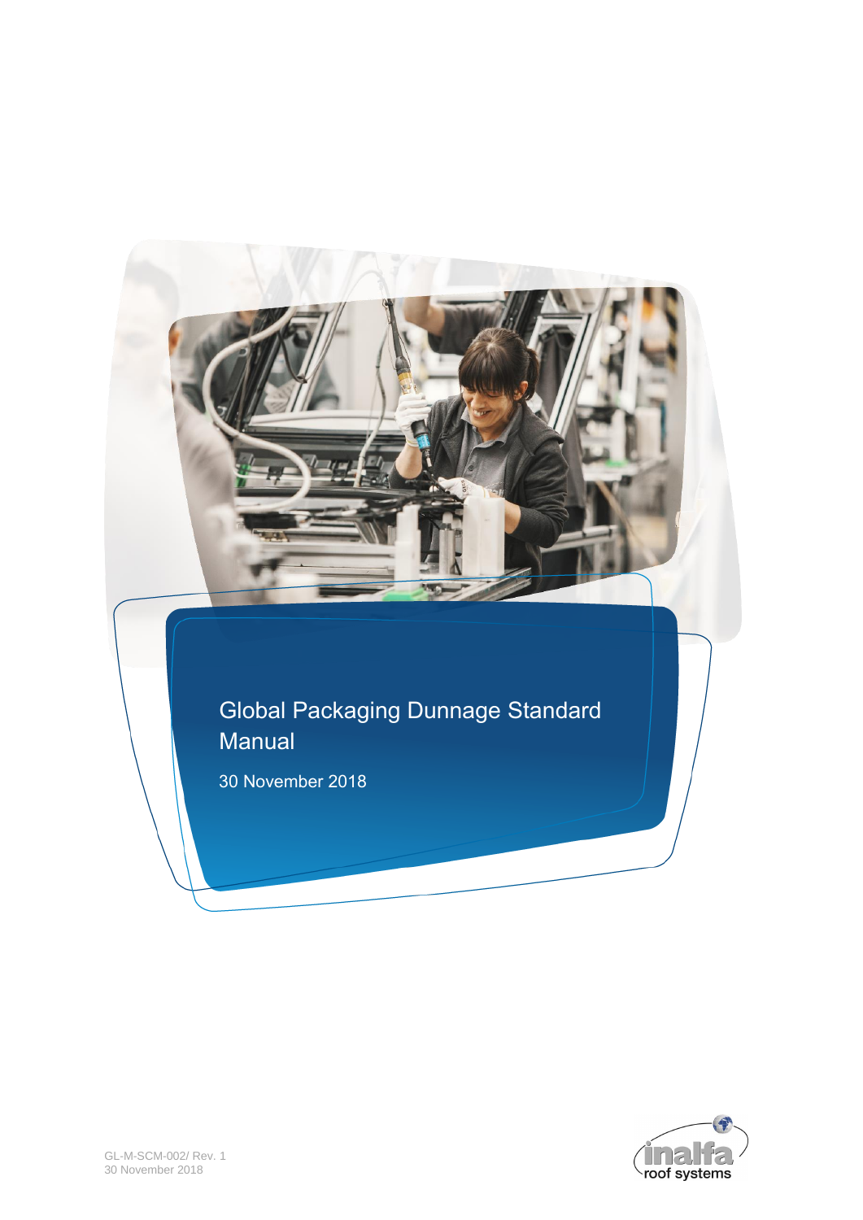# Global Packaging Dunnage Standard Manual

30 November 2018

GL-M-SCM-002/ Rev. 1
30 November 2018

inalfa roof systems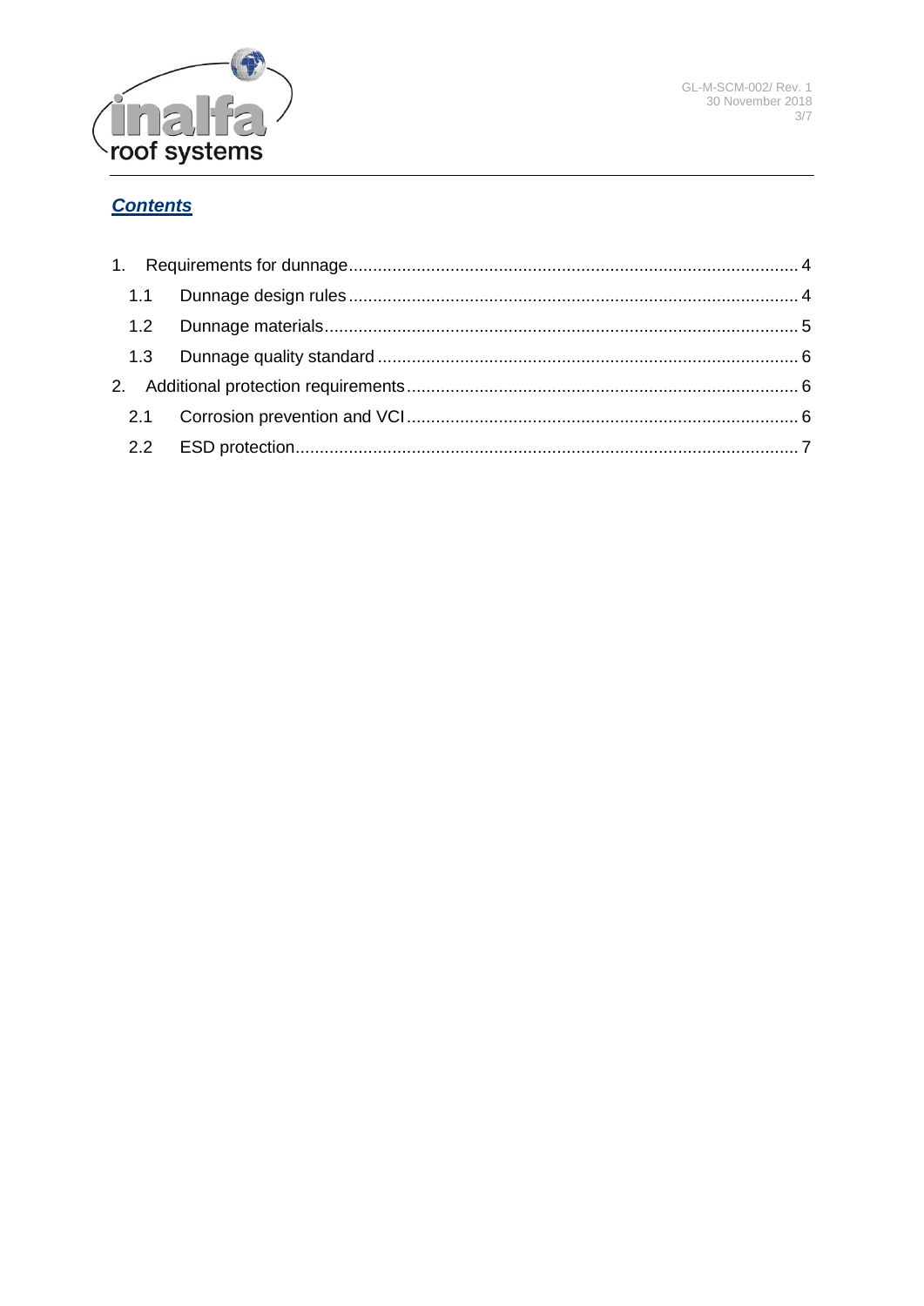## ***Contents***

1. Requirements for dunnage ... 4
   - 1.1 Dunnage design rules ... 4
   - 1.2 Dunnage materials ... 5
   - 1.3 Dunnage quality standard ... 6
2. Additional protection requirements ... 6
   - 2.1 Corrosion prevention and VCI ... 6
   - 2.2 ESD protection ... 7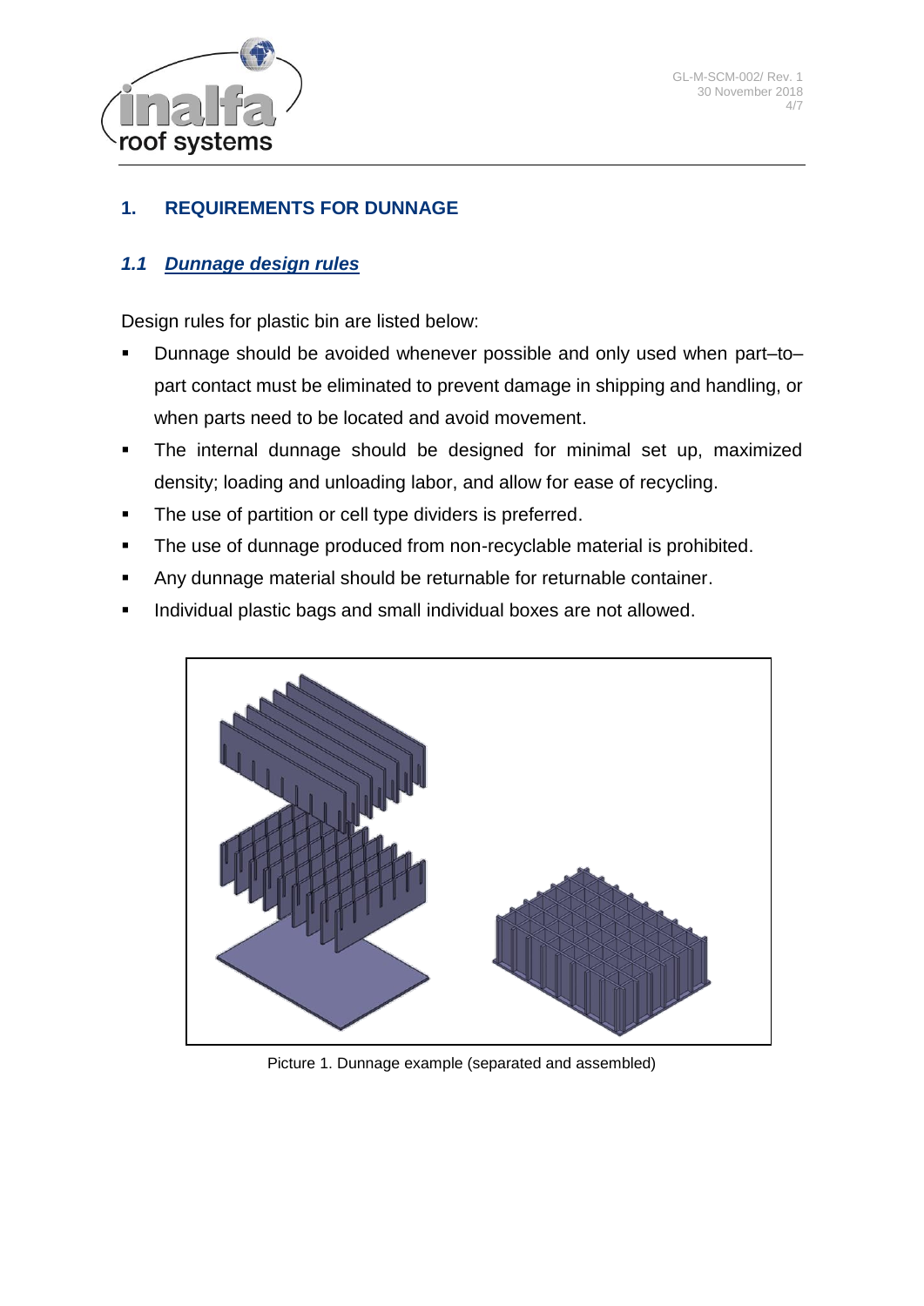# 1. REQUIREMENTS FOR DUNNAGE

## *1.1 Dunnage design rules*

Design rules for plastic bin are listed below:

- Dunnage should be avoided whenever possible and only used when part–to–part contact must be eliminated to prevent damage in shipping and handling, or when parts need to be located and avoid movement.
- The internal dunnage should be designed for minimal set up, maximized density; loading and unloading labor, and allow for ease of recycling.
- The use of partition or cell type dividers is preferred.
- The use of dunnage produced from non-recyclable material is prohibited.
- Any dunnage material should be returnable for returnable container.
- Individual plastic bags and small individual boxes are not allowed.

Picture 1. Dunnage example (separated and assembled)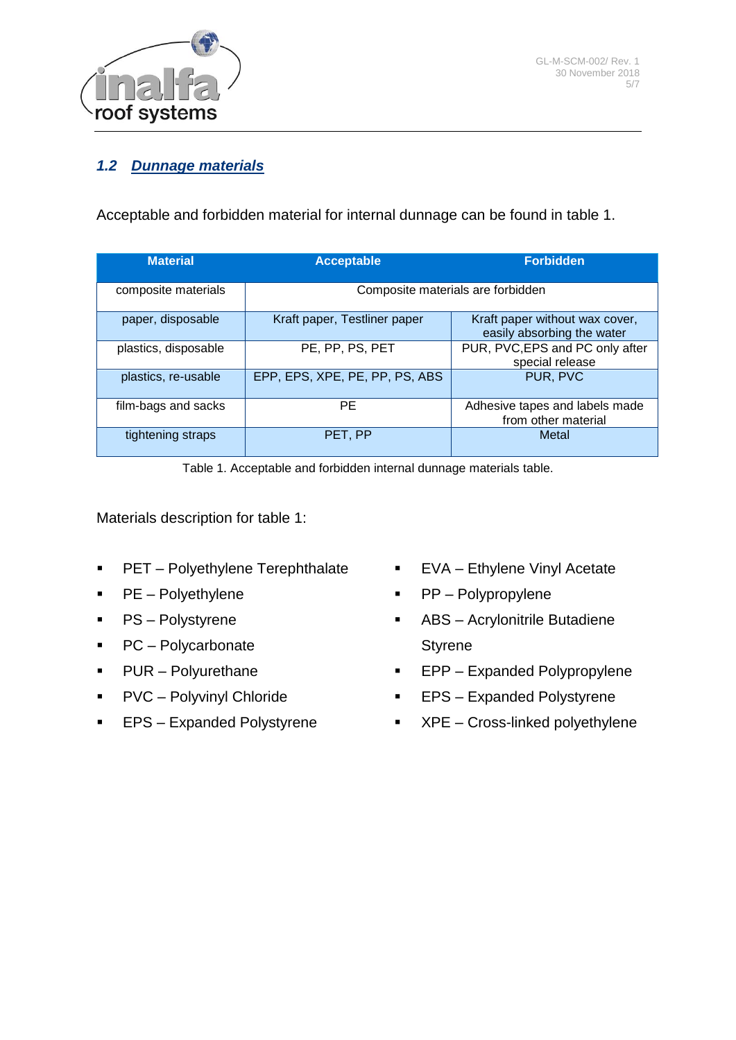## 1.2 Dunnage materials

Acceptable and forbidden material for internal dunnage can be found in table 1.

| Material | Acceptable | Forbidden |
|---|---|---|
| composite materials | Composite materials are forbidden | |
| paper, disposable | Kraft paper, Testliner paper | Kraft paper without wax cover, easily absorbing the water |
| plastics, disposable | PE, PP, PS, PET | PUR, PVC,EPS and PC only after special release |
| plastics, re-usable | EPP, EPS, XPE, PE, PP, PS, ABS | PUR, PVC |
| film-bags and sacks | PE | Adhesive tapes and labels made from other material |
| tightening straps | PET, PP | Metal |

Table 1. Acceptable and forbidden internal dunnage materials table.

Materials description for table 1:

- PET – Polyethylene Terephthalate
- PE – Polyethylene
- PS – Polystyrene
- PC – Polycarbonate
- PUR – Polyurethane
- PVC – Polyvinyl Chloride
- EPS – Expanded Polystyrene
- EVA – Ethylene Vinyl Acetate
- PP – Polypropylene
- ABS – Acrylonitrile Butadiene Styrene
- EPP – Expanded Polypropylene
- EPS – Expanded Polystyrene
- XPE – Cross-linked polyethylene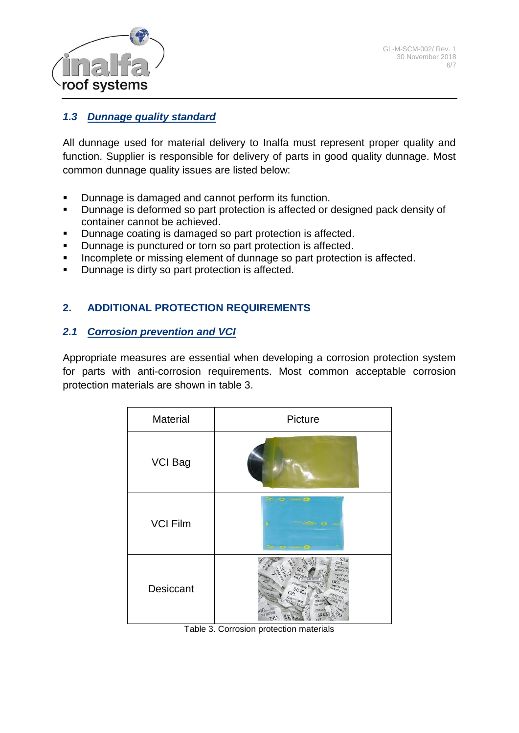### 1.3 Dunnage quality standard

All dunnage used for material delivery to Inalfa must represent proper quality and function. Supplier is responsible for delivery of parts in good quality dunnage. Most common dunnage quality issues are listed below:

- Dunnage is damaged and cannot perform its function.
- Dunnage is deformed so part protection is affected or designed pack density of container cannot be achieved.
- Dunnage coating is damaged so part protection is affected.
- Dunnage is punctured or torn so part protection is affected.
- Incomplete or missing element of dunnage so part protection is affected.
- Dunnage is dirty so part protection is affected.

## 2. ADDITIONAL PROTECTION REQUIREMENTS

### 2.1 Corrosion prevention and VCI

Appropriate measures are essential when developing a corrosion protection system for parts with anti-corrosion requirements. Most common acceptable corrosion protection materials are shown in table 3.

| Material | Picture |
|---|---|
| VCI Bag | |
| VCI Film | |
| Desiccant | |

Table 3. Corrosion protection materials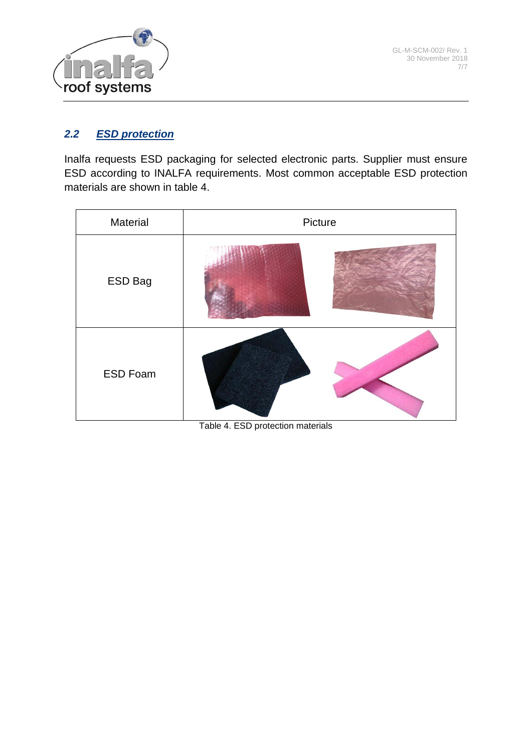### 2.2 ESD protection

Inalfa requests ESD packaging for selected electronic parts. Supplier must ensure ESD according to INALFA requirements. Most common acceptable ESD protection materials are shown in table 4.

| Material | Picture |
|---|---|
| ESD Bag | |
| ESD Foam | |

Table 4. ESD protection materials